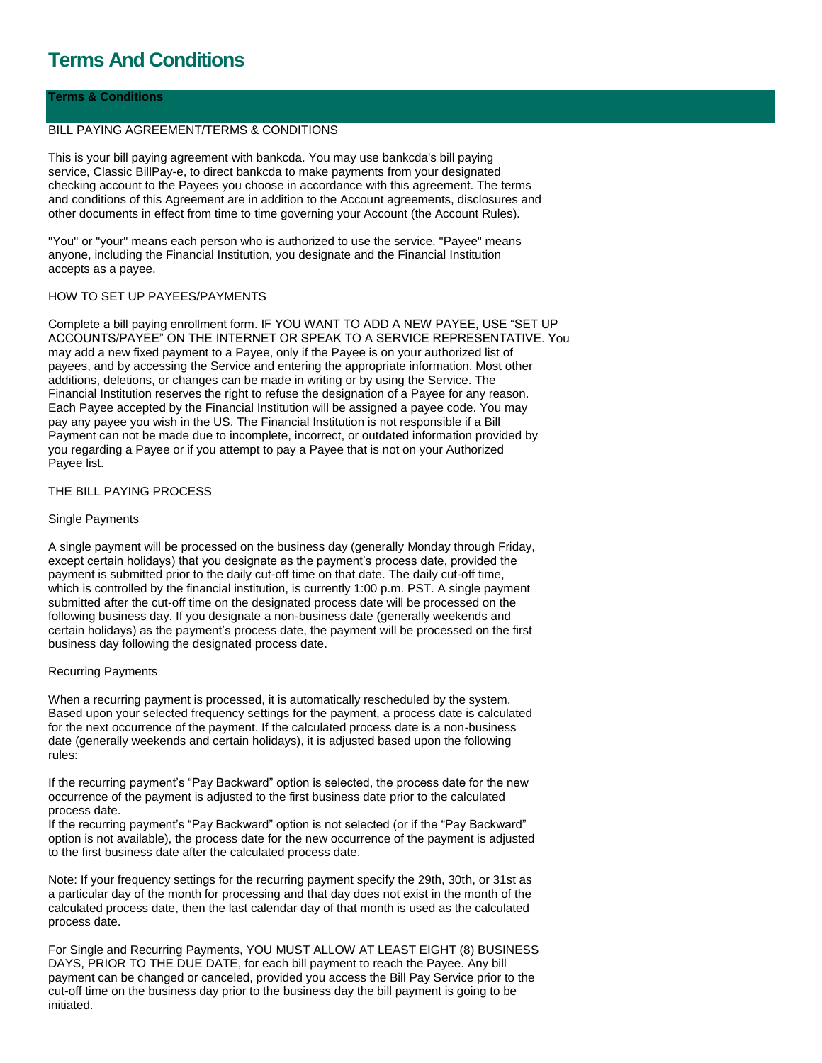# Terms And Conditions

## Terms & Conditions

BILL PAYING AGREEMENT/TERMS & CONDITIONS

This is your bill paying agreement with bankcda. You may use bankcda's bill paying service, Classic BillPay-e, to direct bankcda to make payments from your designated checking account to the Payees you choose in accordance with this agreement. The terms and conditions of this Agreement are in addition to the Account agreements, disclosures and other documents in effect from time to time governing your Account (the Account Rules).

"You" or "your" means each person who is authorized to use the service. "Payee" means anyone, including the Financial Institution, you designate and the Financial Institution accepts as a payee.

HOW TO SET UP PAYEES/PAYMENTS

Complete a bill paying enrollment form. IF YOU WANT TO ADD A NEW PAYEE, USE “SET UP ACCOUNTS/PAYEE” ON THE INTERNET OR SPEAK TO A SERVICE REPRESENTATIVE. You may add a new fixed payment to a Payee, only if the Payee is on your authorized list of payees, and by accessing the Service and entering the appropriate information. Most other additions, deletions, or changes can be made in writing or by using the Service. The Financial Institution reserves the right to refuse the designation of a Payee for any reason. Each Payee accepted by the Financial Institution will be assigned a payee code. You may pay any payee you wish in the US. The Financial Institution is not responsible if a Bill Payment can not be made due to incomplete, incorrect, or outdated information provided by you regarding a Payee or if you attempt to pay a Payee that is not on your Authorized Payee list.

THE BILL PAYING PROCESS

Single Payments

A single payment will be processed on the business day (generally Monday through Friday, except certain holidays) that you designate as the payment’s process date, provided the payment is submitted prior to the daily cut-off time on that date. The daily cut-off time, which is controlled by the financial institution, is currently 1:00 p.m. PST. A single payment submitted after the cut-off time on the designated process date will be processed on the following business day. If you designate a non-business date (generally weekends and certain holidays) as the payment’s process date, the payment will be processed on the first business day following the designated process date.

Recurring Payments

When a recurring payment is processed, it is automatically rescheduled by the system. Based upon your selected frequency settings for the payment, a process date is calculated for the next occurrence of the payment. If the calculated process date is a non-business date (generally weekends and certain holidays), it is adjusted based upon the following rules:

If the recurring payment’s “Pay Backward” option is selected, the process date for the new occurrence of the payment is adjusted to the first business date prior to the calculated process date.
If the recurring payment’s “Pay Backward” option is not selected (or if the “Pay Backward” option is not available), the process date for the new occurrence of the payment is adjusted to the first business date after the calculated process date.

Note: If your frequency settings for the recurring payment specify the 29th, 30th, or 31st as a particular day of the month for processing and that day does not exist in the month of the calculated process date, then the last calendar day of that month is used as the calculated process date.

For Single and Recurring Payments, YOU MUST ALLOW AT LEAST EIGHT (8) BUSINESS DAYS, PRIOR TO THE DUE DATE, for each bill payment to reach the Payee. Any bill payment can be changed or canceled, provided you access the Bill Pay Service prior to the cut-off time on the business day prior to the business day the bill payment is going to be initiated.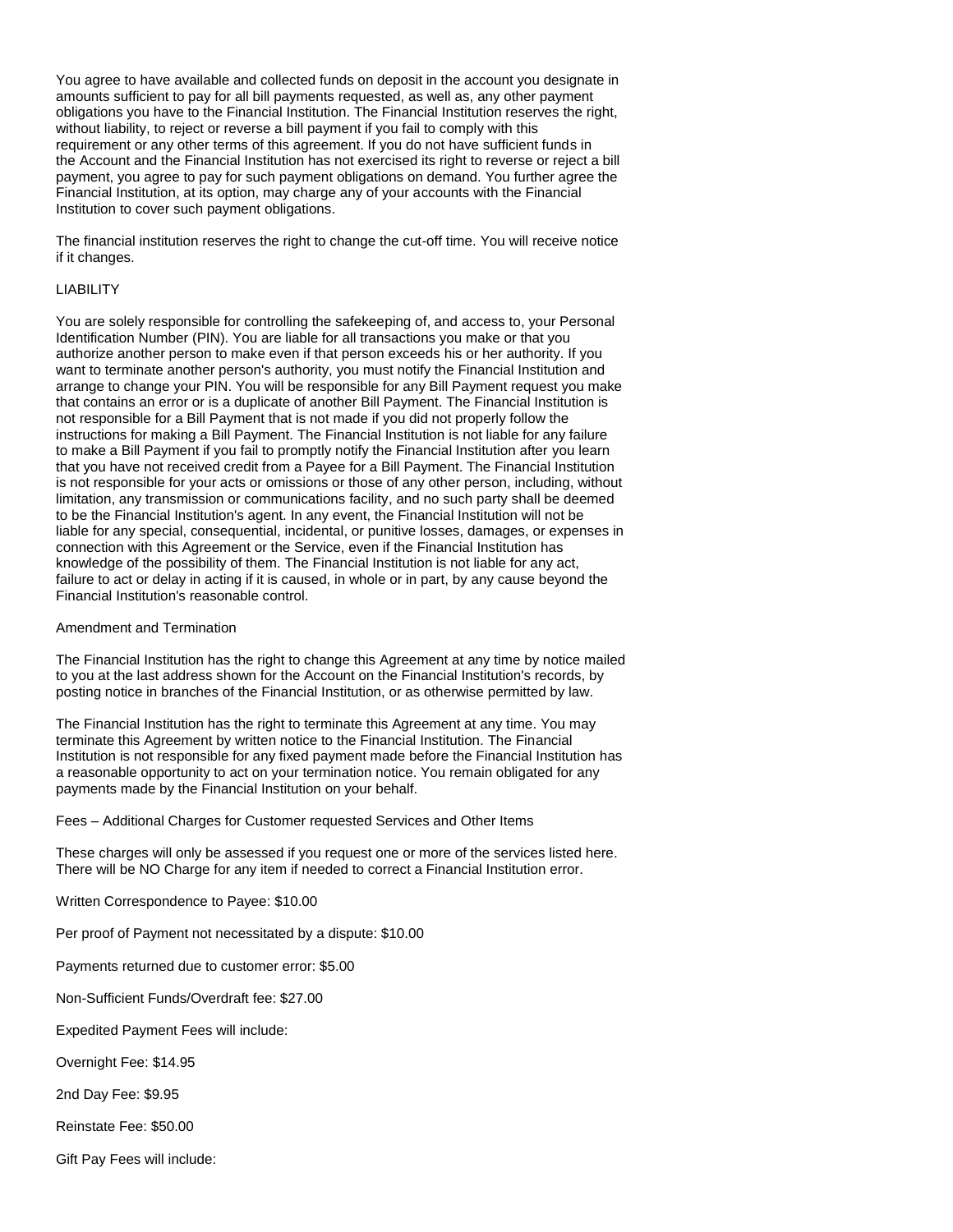You agree to have available and collected funds on deposit in the account you designate in amounts sufficient to pay for all bill payments requested, as well as, any other payment obligations you have to the Financial Institution. The Financial Institution reserves the right, without liability, to reject or reverse a bill payment if you fail to comply with this requirement or any other terms of this agreement. If you do not have sufficient funds in the Account and the Financial Institution has not exercised its right to reverse or reject a bill payment, you agree to pay for such payment obligations on demand. You further agree the Financial Institution, at its option, may charge any of your accounts with the Financial Institution to cover such payment obligations.

The financial institution reserves the right to change the cut-off time. You will receive notice if it changes.

## LIABILITY

You are solely responsible for controlling the safekeeping of, and access to, your Personal Identification Number (PIN). You are liable for all transactions you make or that you authorize another person to make even if that person exceeds his or her authority. If you want to terminate another person's authority, you must notify the Financial Institution and arrange to change your PIN. You will be responsible for any Bill Payment request you make that contains an error or is a duplicate of another Bill Payment. The Financial Institution is not responsible for a Bill Payment that is not made if you did not properly follow the instructions for making a Bill Payment. The Financial Institution is not liable for any failure to make a Bill Payment if you fail to promptly notify the Financial Institution after you learn that you have not received credit from a Payee for a Bill Payment. The Financial Institution is not responsible for your acts or omissions or those of any other person, including, without limitation, any transmission or communications facility, and no such party shall be deemed to be the Financial Institution's agent. In any event, the Financial Institution will not be liable for any special, consequential, incidental, or punitive losses, damages, or expenses in connection with this Agreement or the Service, even if the Financial Institution has knowledge of the possibility of them. The Financial Institution is not liable for any act, failure to act or delay in acting if it is caused, in whole or in part, by any cause beyond the Financial Institution's reasonable control.

## Amendment and Termination

The Financial Institution has the right to change this Agreement at any time by notice mailed to you at the last address shown for the Account on the Financial Institution's records, by posting notice in branches of the Financial Institution, or as otherwise permitted by law.

The Financial Institution has the right to terminate this Agreement at any time. You may terminate this Agreement by written notice to the Financial Institution. The Financial Institution is not responsible for any fixed payment made before the Financial Institution has a reasonable opportunity to act on your termination notice. You remain obligated for any payments made by the Financial Institution on your behalf.

## Fees – Additional Charges for Customer requested Services and Other Items

These charges will only be assessed if you request one or more of the services listed here. There will be NO Charge for any item if needed to correct a Financial Institution error.

Written Correspondence to Payee: $10.00

Per proof of Payment not necessitated by a dispute: $10.00

Payments returned due to customer error: $5.00

Non-Sufficient Funds/Overdraft fee: $27.00

Expedited Payment Fees will include:

Overnight Fee: $14.95

2nd Day Fee: $9.95

Reinstate Fee: $50.00

Gift Pay Fees will include: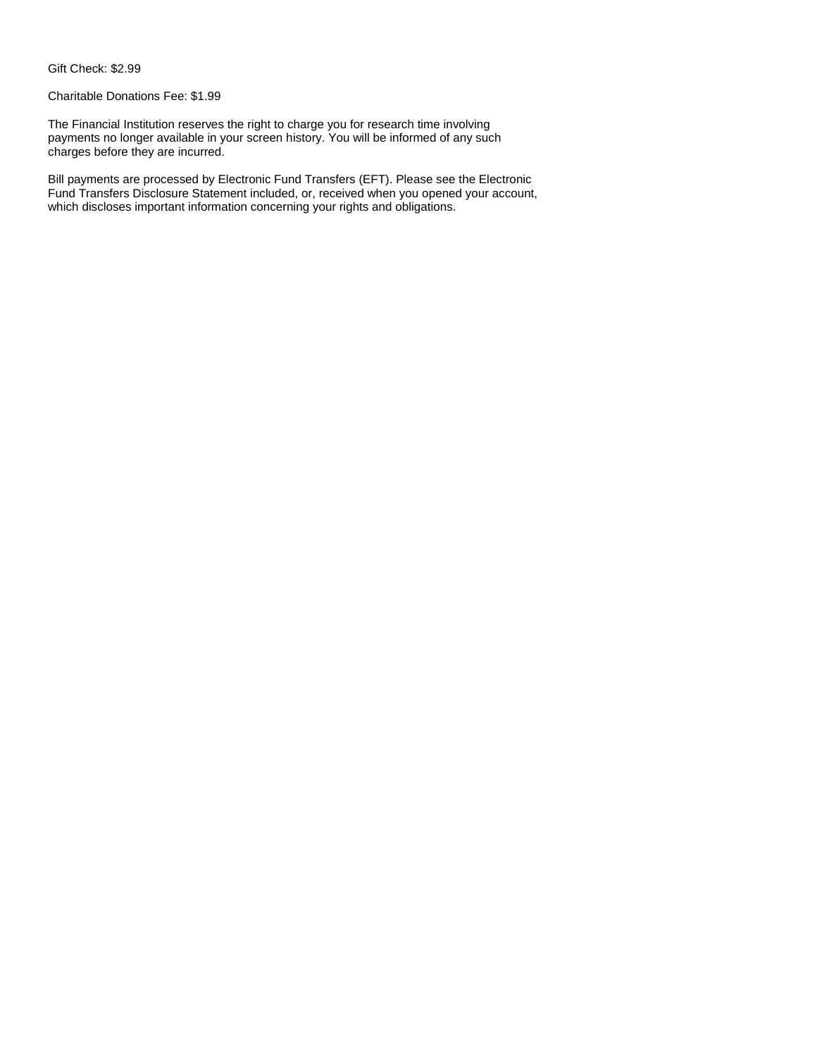Gift Check: $2.99

Charitable Donations Fee: $1.99

The Financial Institution reserves the right to charge you for research time involving payments no longer available in your screen history. You will be informed of any such charges before they are incurred.

Bill payments are processed by Electronic Fund Transfers (EFT). Please see the Electronic Fund Transfers Disclosure Statement included, or, received when you opened your account, which discloses important information concerning your rights and obligations.